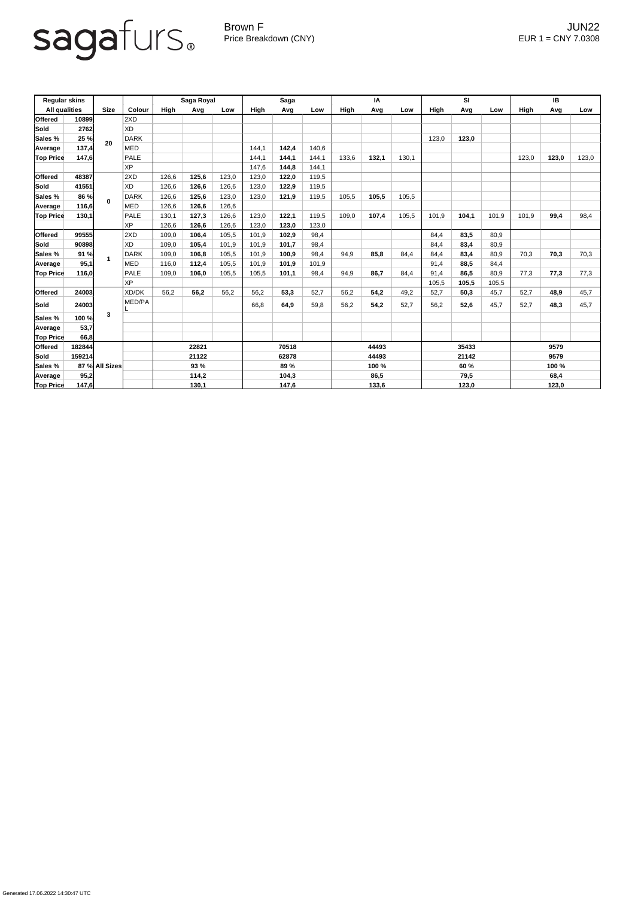sagafurs®

Brown F
Price Breakdown (CNY)

JUN22
EUR 1 = CNY 7.0308

| Regular skins | | | | Saga Royal | | | Saga | | | IA | | | SI | | | IB | | |
|---|---|---|---|---|---|---|---|---|---|---|---|---|---|---|---|---|---|---|
| All qualities | | Size | Colour | High | Avg | Low | High | Avg | Low | High | Avg | Low | High | Avg | Low | High | Avg | Low |
| **Offered** | **10899** | **20** | 2XD | | | | | | | | | | | | | | | |
| **Sold** | **2762** | | XD | | | | | | | | | | | | | | | |
| **Sales %** | **25 %** | | DARK | | | | | | | | | | 123,0 | **123,0** | | | | |
| **Average** | **137,4** | | MED | | | | 144,1 | **142,4** | 140,6 | | | | | | | | | |
| **Top Price** | **147,6** | | PALE | | | | 144,1 | **144,1** | 144,1 | 133,6 | **132,1** | 130,1 | | | | 123,0 | **123,0** | 123,0 |
| | | | XP | | | | 147,6 | **144,8** | 144,1 | | | | | | | | | |
| **Offered** | **48387** | **0** | 2XD | 126,6 | **125,6** | 123,0 | 123,0 | **122,0** | 119,5 | | | | | | | | | |
| **Sold** | **41551** | | XD | 126,6 | **126,6** | 126,6 | 123,0 | **122,9** | 119,5 | | | | | | | | | |
| **Sales %** | **86 %** | | DARK | 126,6 | **125,6** | 123,0 | 123,0 | **121,9** | 119,5 | 105,5 | **105,5** | 105,5 | | | | | | |
| **Average** | **116,6** | | MED | 126,6 | **126,6** | 126,6 | | | | | | | | | | | | |
| **Top Price** | **130,1** | | PALE | 130,1 | **127,3** | 126,6 | 123,0 | **122,1** | 119,5 | 109,0 | **107,4** | 105,5 | 101,9 | **104,1** | 101,9 | 101,9 | **99,4** | 98,4 |
| | | | XP | 126,6 | **126,6** | 126,6 | 123,0 | **123,0** | 123,0 | | | | | | | | | |
| **Offered** | **99555** | **1** | 2XD | 109,0 | **106,4** | 105,5 | 101,9 | **102,9** | 98,4 | | | | 84,4 | **83,5** | 80,9 | | | |
| **Sold** | **90898** | | XD | 109,0 | **105,4** | 101,9 | 101,9 | **101,7** | 98,4 | | | | 84,4 | **83,4** | 80,9 | | | |
| **Sales %** | **91 %** | | DARK | 109,0 | **106,8** | 105,5 | 101,9 | **100,9** | 98,4 | 94,9 | **85,8** | 84,4 | 84,4 | **83,4** | 80,9 | 70,3 | **70,3** | 70,3 |
| **Average** | **95,1** | | MED | 116,0 | **112,4** | 105,5 | 101,9 | **101,9** | 101,9 | | | | 91,4 | **88,5** | 84,4 | | | |
| **Top Price** | **116,0** | | PALE | 109,0 | **106,0** | 105,5 | 105,5 | **101,1** | 98,4 | 94,9 | **86,7** | 84,4 | 91,4 | **86,5** | 80,9 | 77,3 | **77,3** | 77,3 |
| | | | XP | | | | | | | | | | 105,5 | **105,5** | 105,5 | | | |
| **Offered** | **24003** | **3** | XD/DK | 56,2 | **56,2** | 56,2 | 56,2 | **53,3** | 52,7 | 56,2 | **54,2** | 49,2 | 52,7 | **50,3** | 45,7 | 52,7 | **48,9** | 45,7 |
| **Sold** | **24003** | | MED/PAL | | | | 66,8 | **64,9** | 59,8 | 56,2 | **54,2** | 52,7 | 56,2 | **52,6** | 45,7 | 52,7 | **48,3** | 45,7 |
| **Sales %** | **100 %** | | | | | | | | | | | | | | | | | |
| **Average** | **53,7** | | | | | | | | | | | | | | | | | |
| **Top Price** | **66,8** | | | | | | | | | | | | | | | | | |
| **Offered** | **182844** | **All Sizes** | | | **22821** | | | **70518** | | | **44493** | | | **35433** | | | **9579** | |
| **Sold** | **159214** | | | | **21122** | | | **62878** | | | **44493** | | | **21142** | | | **9579** | |
| **Sales %** | **87 %** | | | | **93 %** | | | **89 %** | | | **100 %** | | | **60 %** | | | **100 %** | |
| **Average** | **95,2** | | | | **114,2** | | | **104,3** | | | **86,5** | | | **79,5** | | | **68,4** | |
| **Top Price** | **147,6** | | | | **130,1** | | | **147,6** | | | **133,6** | | | **123,0** | | | **123,0** | |

Generated 17.06.2022 14:30:47 UTC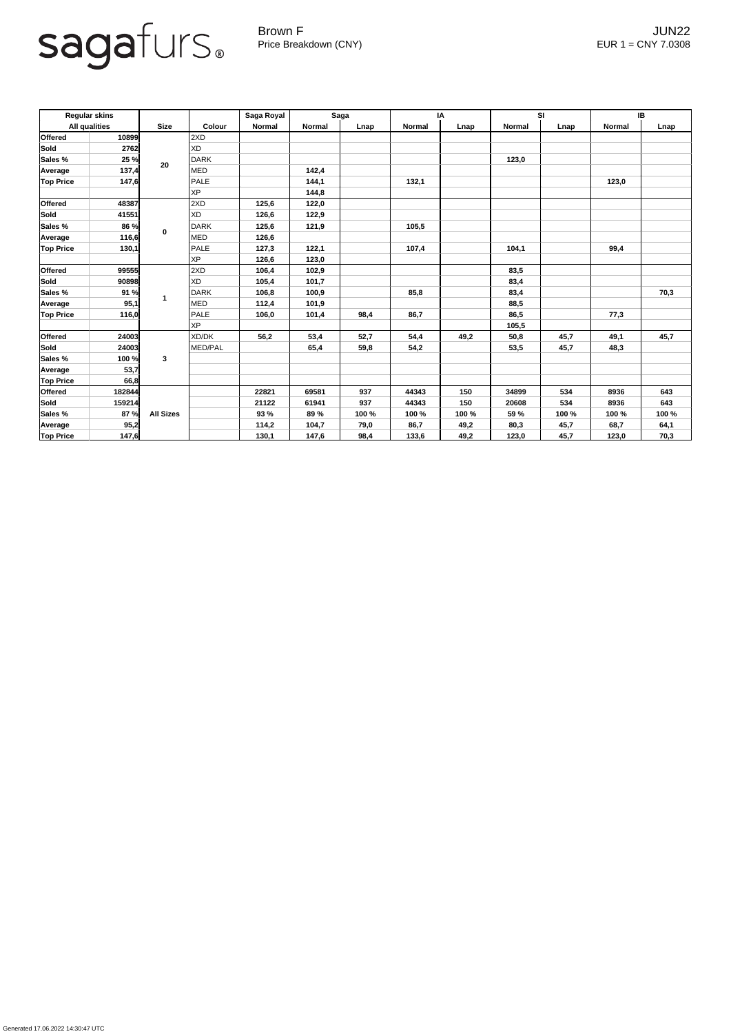sagafurs®

Brown F
Price Breakdown (CNY)

JUN22
EUR 1 = CNY 7.0308

| Regular skins | | | | Saga Royal | Saga | | IA | | SI | | IB | |
|---|---|---|---|---|---|---|---|---|---|---|---|---|
| All qualities | | Size | Colour | Normal | Normal | Lnap | Normal | Lnap | Normal | Lnap | Normal | Lnap |
| Offered | 10899 | 20 | 2XD | | | | | | | | | |
| Sold | 2762 | | XD | | | | | | | | | |
| Sales % | 25 % | | DARK | | | | | | 123,0 | | | |
| Average | 137,4 | | MED | | 142,4 | | | | | | | |
| Top Price | 147,6 | | PALE | | 144,1 | | 132,1 | | | | 123,0 | |
| | | | XP | | 144,8 | | | | | | | |
| Offered | 48387 | 0 | 2XD | 125,6 | 122,0 | | | | | | | |
| Sold | 41551 | | XD | 126,6 | 122,9 | | | | | | | |
| Sales % | 86 % | | DARK | 125,6 | 121,9 | | 105,5 | | | | | |
| Average | 116,6 | | MED | 126,6 | | | | | | | | |
| Top Price | 130,1 | | PALE | 127,3 | 122,1 | | 107,4 | | 104,1 | | 99,4 | |
| | | | XP | 126,6 | 123,0 | | | | | | | |
| Offered | 99555 | 1 | 2XD | 106,4 | 102,9 | | | | 83,5 | | | |
| Sold | 90898 | | XD | 105,4 | 101,7 | | | | 83,4 | | | |
| Sales % | 91 % | | DARK | 106,8 | 100,9 | | 85,8 | | 83,4 | | | 70,3 |
| Average | 95,1 | | MED | 112,4 | 101,9 | | | | 88,5 | | | |
| Top Price | 116,0 | | PALE | 106,0 | 101,4 | 98,4 | 86,7 | | 86,5 | | 77,3 | |
| | | | XP | | | | | | 105,5 | | | |
| Offered | 24003 | 3 | XD/DK | 56,2 | 53,4 | 52,7 | 54,4 | 49,2 | 50,8 | 45,7 | 49,1 | 45,7 |
| Sold | 24003 | | MED/PAL | | 65,4 | 59,8 | 54,2 | | 53,5 | 45,7 | 48,3 | |
| Sales % | 100 % | | | | | | | | | | | |
| Average | 53,7 | | | | | | | | | | | |
| Top Price | 66,8 | | | | | | | | | | | |
| Offered | 182844 | All Sizes | | 22821 | 69581 | 937 | 44343 | 150 | 34899 | 534 | 8936 | 643 |
| Sold | 159214 | | | 21122 | 61941 | 937 | 44343 | 150 | 20608 | 534 | 8936 | 643 |
| Sales % | 87 % | | | 93 % | 89 % | 100 % | 100 % | 100 % | 59 % | 100 % | 100 % | 100 % |
| Average | 95,2 | | | 114,2 | 104,7 | 79,0 | 86,7 | 49,2 | 80,3 | 45,7 | 68,7 | 64,1 |
| Top Price | 147,6 | | | 130,1 | 147,6 | 98,4 | 133,6 | 49,2 | 123,0 | 45,7 | 123,0 | 70,3 |

Generated 17.06.2022 14:30:47 UTC